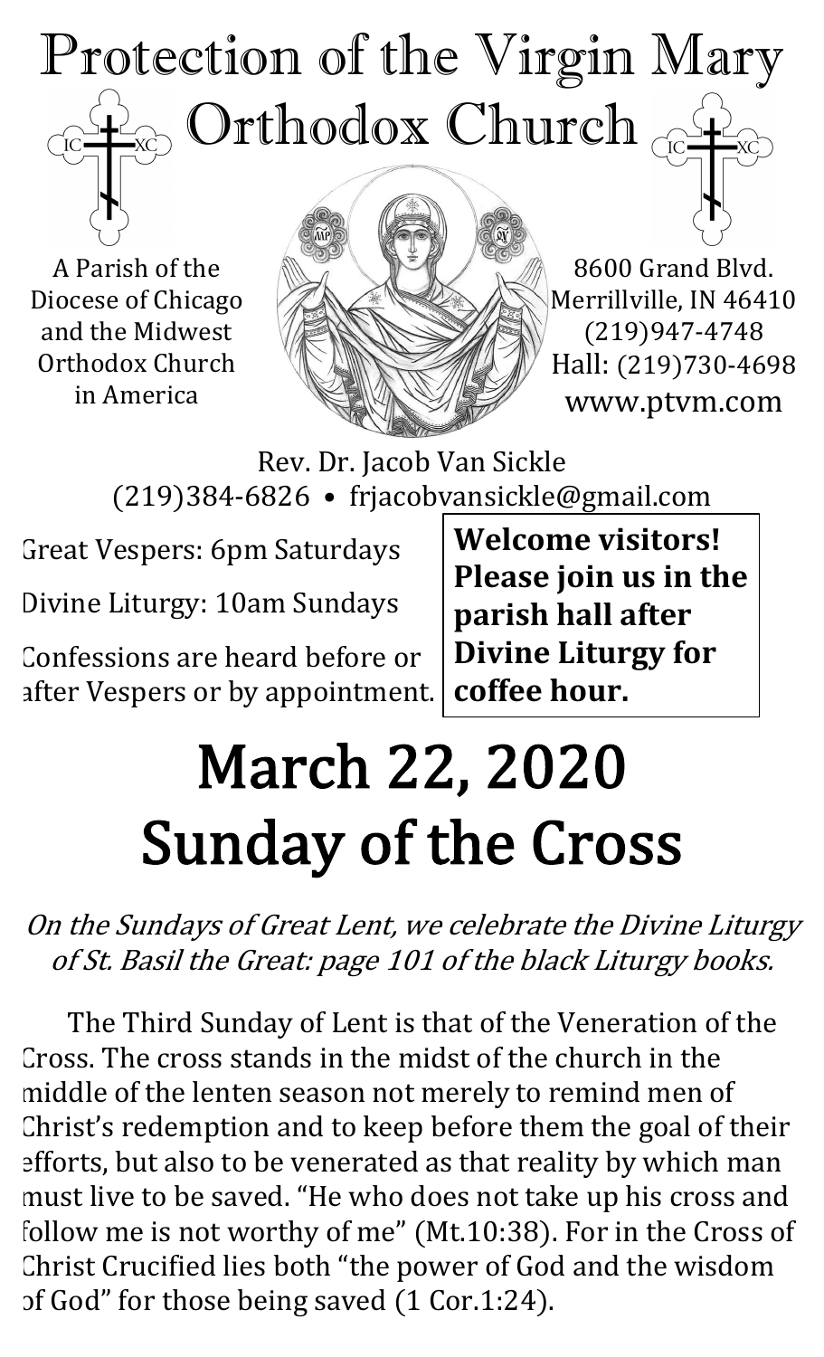# Protection of the Virgin Mary Orthodox Church

A Parish of the Diocese of Chicago and the Midwest Orthodox Church in America

8600 Grand Blvd.
Merrillville, IN 46410
(219)947-4748
Hall: (219)730-4698
www.ptvm.com

Rev. Dr. Jacob Van Sickle
(219)384-6826 • frjacobvansickle@gmail.com

Great Vespers: 6pm Saturdays

Divine Liturgy: 10am Sundays

Confessions are heard before or after Vespers or by appointment.

**Welcome visitors! Please join us in the parish hall after Divine Liturgy for coffee hour.**

# March 22, 2020
# Sunday of the Cross

*On the Sundays of Great Lent, we celebrate the Divine Liturgy of St. Basil the Great: page 101 of the black Liturgy books.*

The Third Sunday of Lent is that of the Veneration of the Cross. The cross stands in the midst of the church in the middle of the lenten season not merely to remind men of Christ's redemption and to keep before them the goal of their efforts, but also to be venerated as that reality by which man must live to be saved. "He who does not take up his cross and follow me is not worthy of me" (Mt.10:38). For in the Cross of Christ Crucified lies both "the power of God and the wisdom of God" for those being saved (1 Cor.1:24).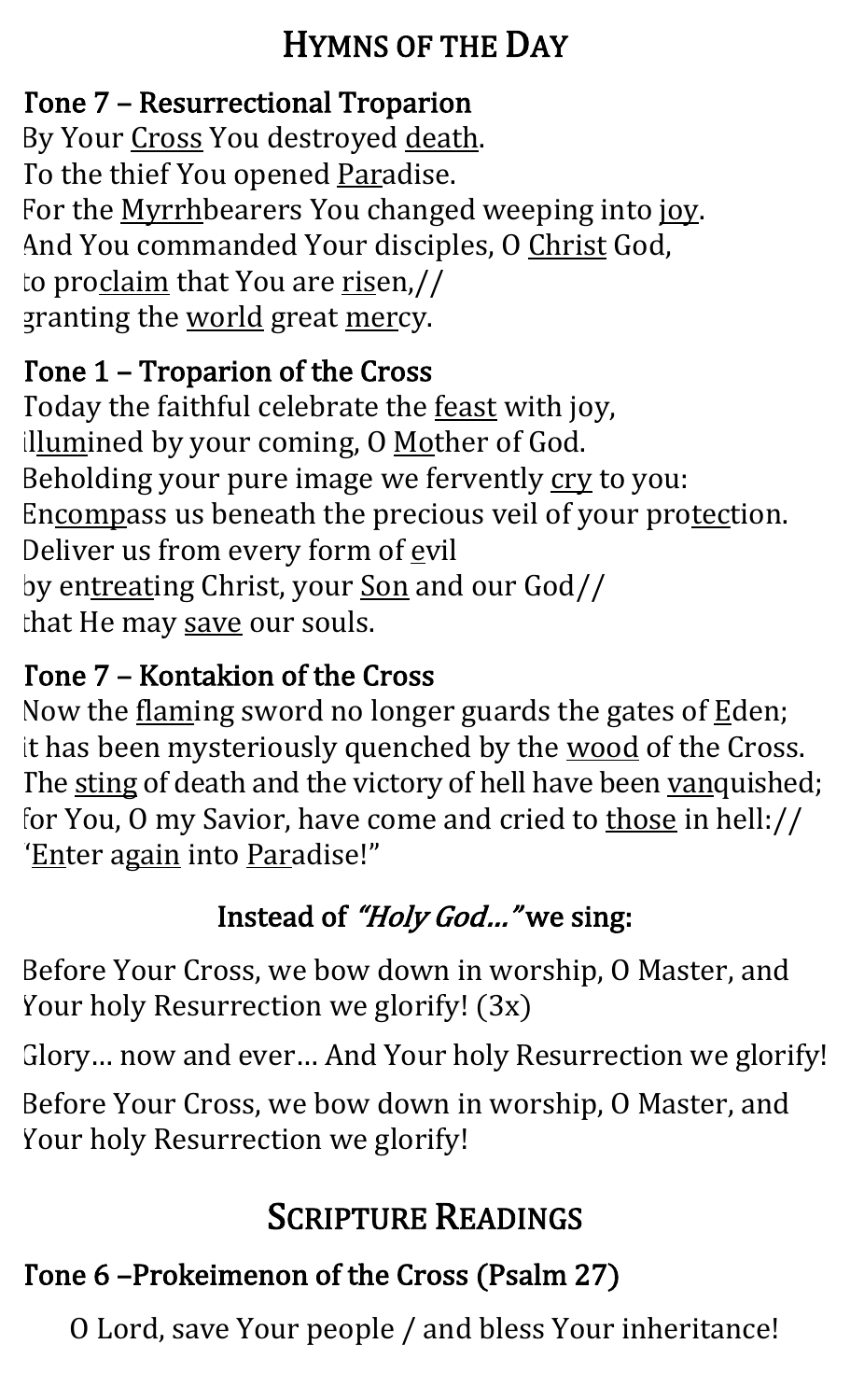# Hymns of the Day

### Tone 7 – Resurrectional Troparion

By Your Cross You destroyed death.
To the thief You opened Paradise.
For the Myrrhbearers You changed weeping into joy.
And You commanded Your disciples, O Christ God,
to proclaim that You are risen,//
granting the world great mercy.

### Tone 1 – Troparion of the Cross

Today the faithful celebrate the feast with joy,
illumined by your coming, O Mother of God.
Beholding your pure image we fervently cry to you:
Encompass us beneath the precious veil of your protection.
Deliver us from every form of evil
by entreating Christ, your Son and our God//
that He may save our souls.

### Tone 7 – Kontakion of the Cross

Now the flaming sword no longer guards the gates of Eden;
it has been mysteriously quenched by the wood of the Cross.
The sting of death and the victory of hell have been vanquished;
for You, O my Savior, have come and cried to those in hell://
"Enter again into Paradise!"

### Instead of *"Holy God…"* we sing:

Before Your Cross, we bow down in worship, O Master, and Your holy Resurrection we glorify! (3x)

Glory… now and ever… And Your holy Resurrection we glorify!

Before Your Cross, we bow down in worship, O Master, and Your holy Resurrection we glorify!

# Scripture Readings

### Tone 6 –Prokeimenon of the Cross (Psalm 27)

O Lord, save Your people / and bless Your inheritance!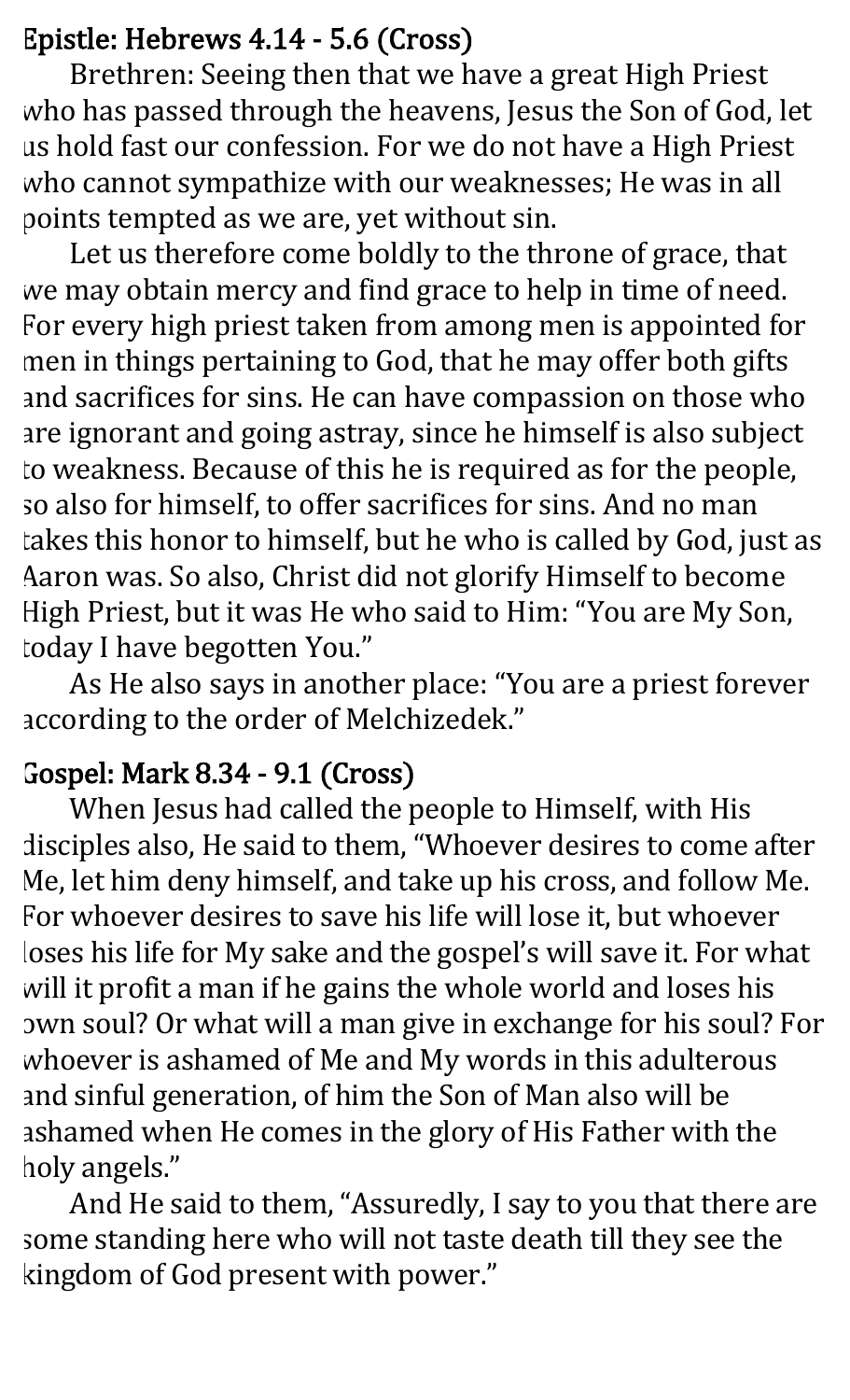## Epistle: Hebrews 4.14 - 5.6 (Cross)

Brethren: Seeing then that we have a great High Priest who has passed through the heavens, Jesus the Son of God, let us hold fast our confession. For we do not have a High Priest who cannot sympathize with our weaknesses; He was in all points tempted as we are, yet without sin.

Let us therefore come boldly to the throne of grace, that we may obtain mercy and find grace to help in time of need. For every high priest taken from among men is appointed for men in things pertaining to God, that he may offer both gifts and sacrifices for sins. He can have compassion on those who are ignorant and going astray, since he himself is also subject to weakness. Because of this he is required as for the people, so also for himself, to offer sacrifices for sins. And no man takes this honor to himself, but he who is called by God, just as Aaron was. So also, Christ did not glorify Himself to become High Priest, but it was He who said to Him: "You are My Son, today I have begotten You."

As He also says in another place: "You are a priest forever according to the order of Melchizedek."

## Gospel: Mark 8.34 - 9.1 (Cross)

When Jesus had called the people to Himself, with His disciples also, He said to them, "Whoever desires to come after Me, let him deny himself, and take up his cross, and follow Me. For whoever desires to save his life will lose it, but whoever loses his life for My sake and the gospel's will save it. For what will it profit a man if he gains the whole world and loses his own soul? Or what will a man give in exchange for his soul? For whoever is ashamed of Me and My words in this adulterous and sinful generation, of him the Son of Man also will be ashamed when He comes in the glory of His Father with the holy angels."

And He said to them, "Assuredly, I say to you that there are some standing here who will not taste death till they see the kingdom of God present with power."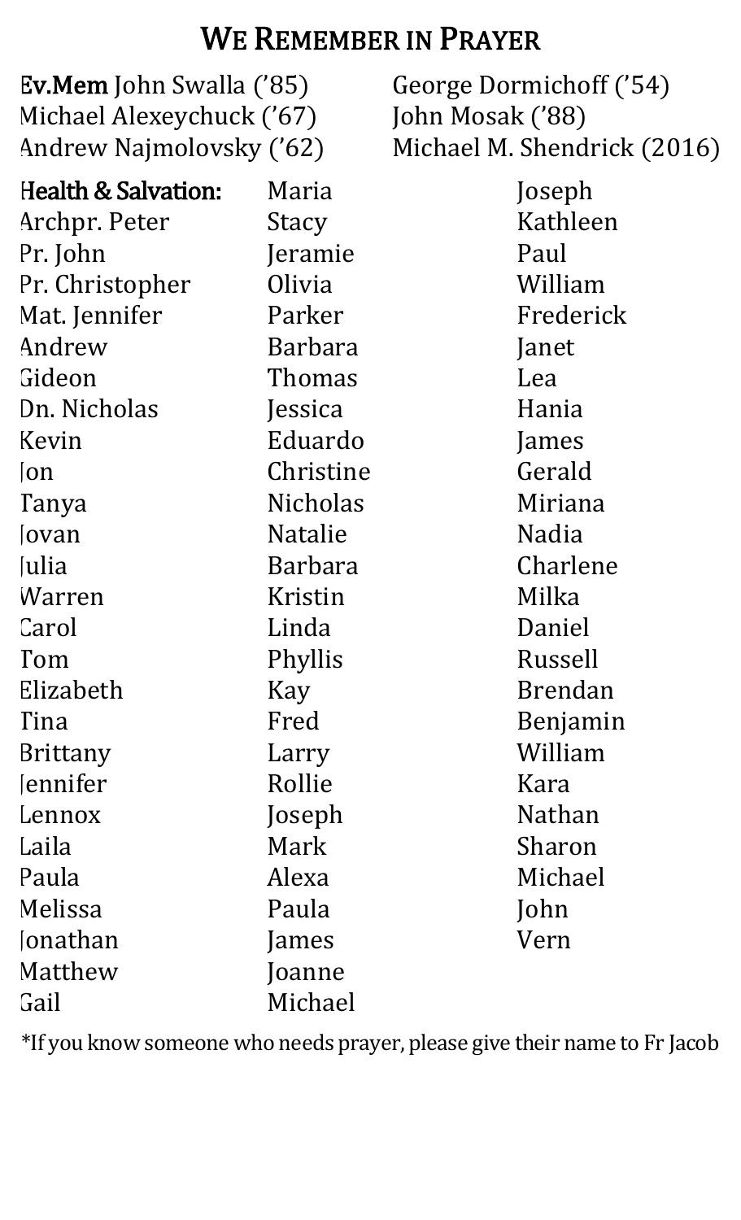# We Remember in Prayer

**Ev.Mem** John Swalla ('85)
Michael Alexeychuck ('67)
Andrew Najmolovsky ('62)
George Dormichoff ('54)
John Mosak ('88)
Michael M. Shendrick (2016)

**Health & Salvation:**

Archpr. Peter
Pr. John
Pr. Christopher
Mat. Jennifer
Andrew
Gideon
Dn. Nicholas
Kevin
Jon
Tanya
Jovan
Julia
Warren
Carol
Tom
Elizabeth
Tina
Brittany
Jennifer
Lennox
Laila
Paula
Melissa
Jonathan
Matthew
Gail
Maria
Stacy
Jeramie
Olivia
Parker
Barbara
Thomas
Jessica
Eduardo
Christine
Nicholas
Natalie
Barbara
Kristin
Linda
Phyllis
Kay
Fred
Larry
Rollie
Joseph
Mark
Alexa
Paula
James
Joanne
Michael
Joseph
Kathleen
Paul
William
Frederick
Janet
Lea
Hania
James
Gerald
Miriana
Nadia
Charlene
Milka
Daniel
Russell
Brendan
Benjamin
William
Kara
Nathan
Sharon
Michael
John
Vern

*If you know someone who needs prayer, please give their name to Fr Jacob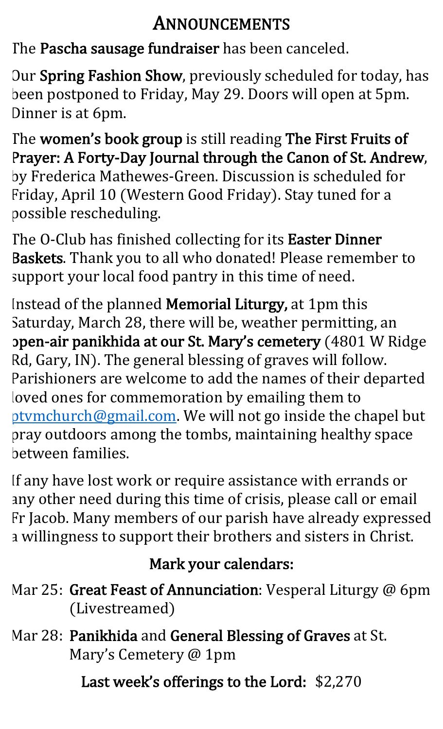# Announcements

The **Pascha sausage fundraiser** has been canceled.

Our **Spring Fashion Show**, previously scheduled for today, has been postponed to Friday, May 29. Doors will open at 5pm. Dinner is at 6pm.

The **women's book group** is still reading **The First Fruits of Prayer: A Forty-Day Journal through the Canon of St. Andrew**, by Frederica Mathewes-Green. Discussion is scheduled for Friday, April 10 (Western Good Friday). Stay tuned for a possible rescheduling.

The O-Club has finished collecting for its **Easter Dinner Baskets**. Thank you to all who donated! Please remember to support your local food pantry in this time of need.

Instead of the planned **Memorial Liturgy,** at 1pm this Saturday, March 28, there will be, weather permitting, an **open-air panikhida at our St. Mary's cemetery** (4801 W Ridge Rd, Gary, IN). The general blessing of graves will follow. Parishioners are welcome to add the names of their departed loved ones for commemoration by emailing them to ptvmchurch@gmail.com. We will not go inside the chapel but pray outdoors among the tombs, maintaining healthy space between families.

If any have lost work or require assistance with errands or any other need during this time of crisis, please call or email Fr Jacob. Many members of our parish have already expressed a willingness to support their brothers and sisters in Christ.

## Mark your calendars:

- Mar 25: **Great Feast of Annunciation**: Vesperal Liturgy @ 6pm (Livestreamed)
- Mar 28: **Panikhida** and **General Blessing of Graves** at St. Mary's Cemetery @ 1pm

**Last week's offerings to the Lord:** $2,270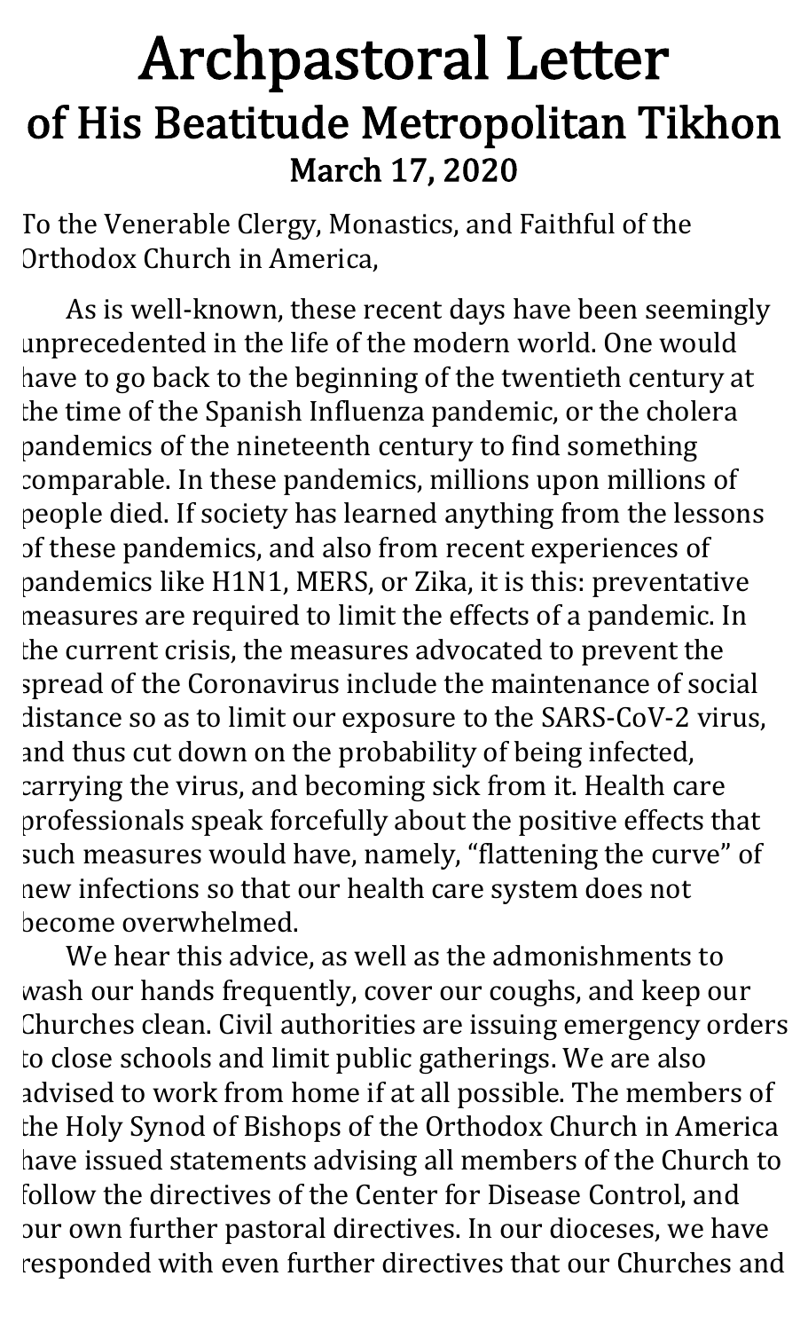# Archpastoral Letter
## of His Beatitude Metropolitan Tikhon
### March 17, 2020

To the Venerable Clergy, Monastics, and Faithful of the Orthodox Church in America,

As is well-known, these recent days have been seemingly unprecedented in the life of the modern world. One would have to go back to the beginning of the twentieth century at the time of the Spanish Influenza pandemic, or the cholera pandemics of the nineteenth century to find something comparable. In these pandemics, millions upon millions of people died. If society has learned anything from the lessons of these pandemics, and also from recent experiences of pandemics like H1N1, MERS, or Zika, it is this: preventative measures are required to limit the effects of a pandemic. In the current crisis, the measures advocated to prevent the spread of the Coronavirus include the maintenance of social distance so as to limit our exposure to the SARS-CoV-2 virus, and thus cut down on the probability of being infected, carrying the virus, and becoming sick from it. Health care professionals speak forcefully about the positive effects that such measures would have, namely, "flattening the curve" of new infections so that our health care system does not become overwhelmed.

We hear this advice, as well as the admonishments to wash our hands frequently, cover our coughs, and keep our Churches clean. Civil authorities are issuing emergency orders to close schools and limit public gatherings. We are also advised to work from home if at all possible. The members of the Holy Synod of Bishops of the Orthodox Church in America have issued statements advising all members of the Church to follow the directives of the Center for Disease Control, and our own further pastoral directives. In our dioceses, we have responded with even further directives that our Churches and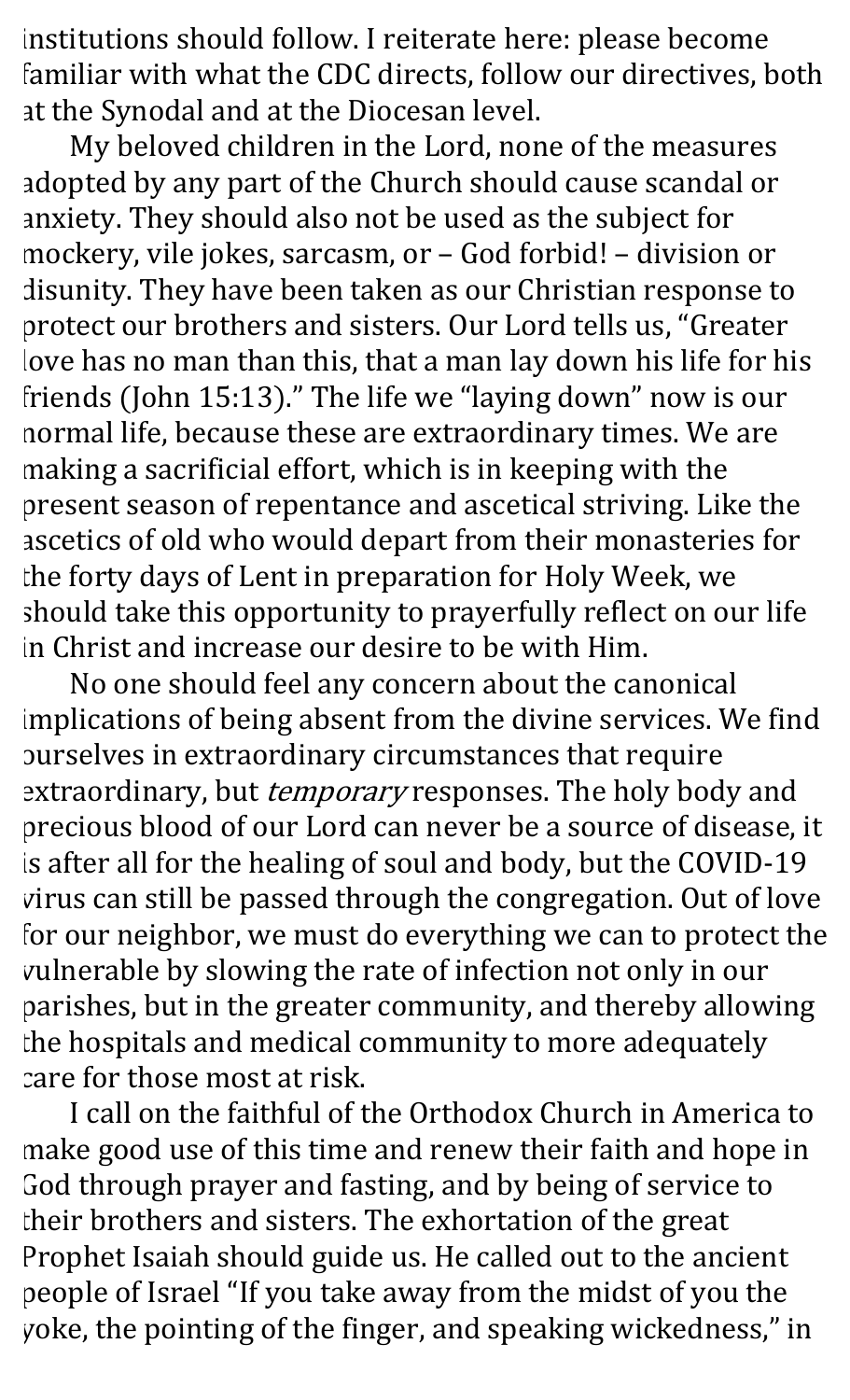institutions should follow. I reiterate here: please become familiar with what the CDC directs, follow our directives, both at the Synodal and at the Diocesan level.

My beloved children in the Lord, none of the measures adopted by any part of the Church should cause scandal or anxiety. They should also not be used as the subject for mockery, vile jokes, sarcasm, or – God forbid! – division or disunity. They have been taken as our Christian response to protect our brothers and sisters. Our Lord tells us, "Greater love has no man than this, that a man lay down his life for his friends (John 15:13)." The life we "laying down" now is our normal life, because these are extraordinary times. We are making a sacrificial effort, which is in keeping with the present season of repentance and ascetical striving. Like the ascetics of old who would depart from their monasteries for the forty days of Lent in preparation for Holy Week, we should take this opportunity to prayerfully reflect on our life in Christ and increase our desire to be with Him.

No one should feel any concern about the canonical implications of being absent from the divine services. We find ourselves in extraordinary circumstances that require extraordinary, but *temporary* responses. The holy body and precious blood of our Lord can never be a source of disease, it is after all for the healing of soul and body, but the COVID-19 virus can still be passed through the congregation. Out of love for our neighbor, we must do everything we can to protect the vulnerable by slowing the rate of infection not only in our parishes, but in the greater community, and thereby allowing the hospitals and medical community to more adequately care for those most at risk.

I call on the faithful of the Orthodox Church in America to make good use of this time and renew their faith and hope in God through prayer and fasting, and by being of service to their brothers and sisters. The exhortation of the great Prophet Isaiah should guide us. He called out to the ancient people of Israel "If you take away from the midst of you the yoke, the pointing of the finger, and speaking wickedness," in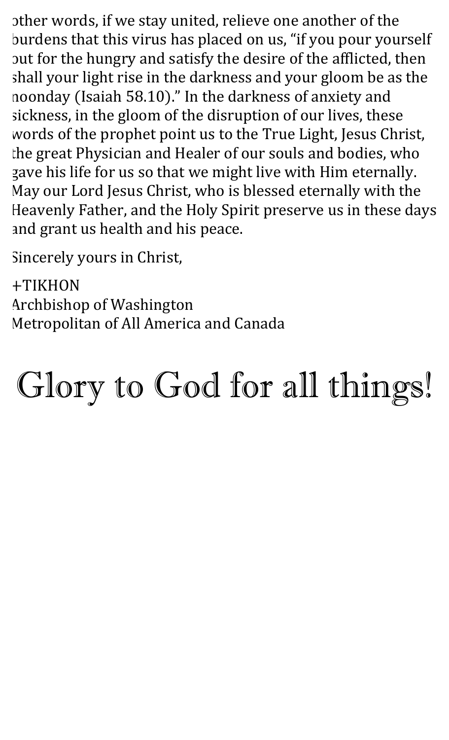other words, if we stay united, relieve one another of the burdens that this virus has placed on us, “if you pour yourself out for the hungry and satisfy the desire of the afflicted, then shall your light rise in the darkness and your gloom be as the noonday (Isaiah 58.10).” In the darkness of anxiety and sickness, in the gloom of the disruption of our lives, these words of the prophet point us to the True Light, Jesus Christ, the great Physician and Healer of our souls and bodies, who gave his life for us so that we might live with Him eternally. May our Lord Jesus Christ, who is blessed eternally with the Heavenly Father, and the Holy Spirit preserve us in these days and grant us health and his peace.

Sincerely yours in Christ,

+TIKHON
Archbishop of Washington
Metropolitan of All America and Canada

# Glory to God for all things!